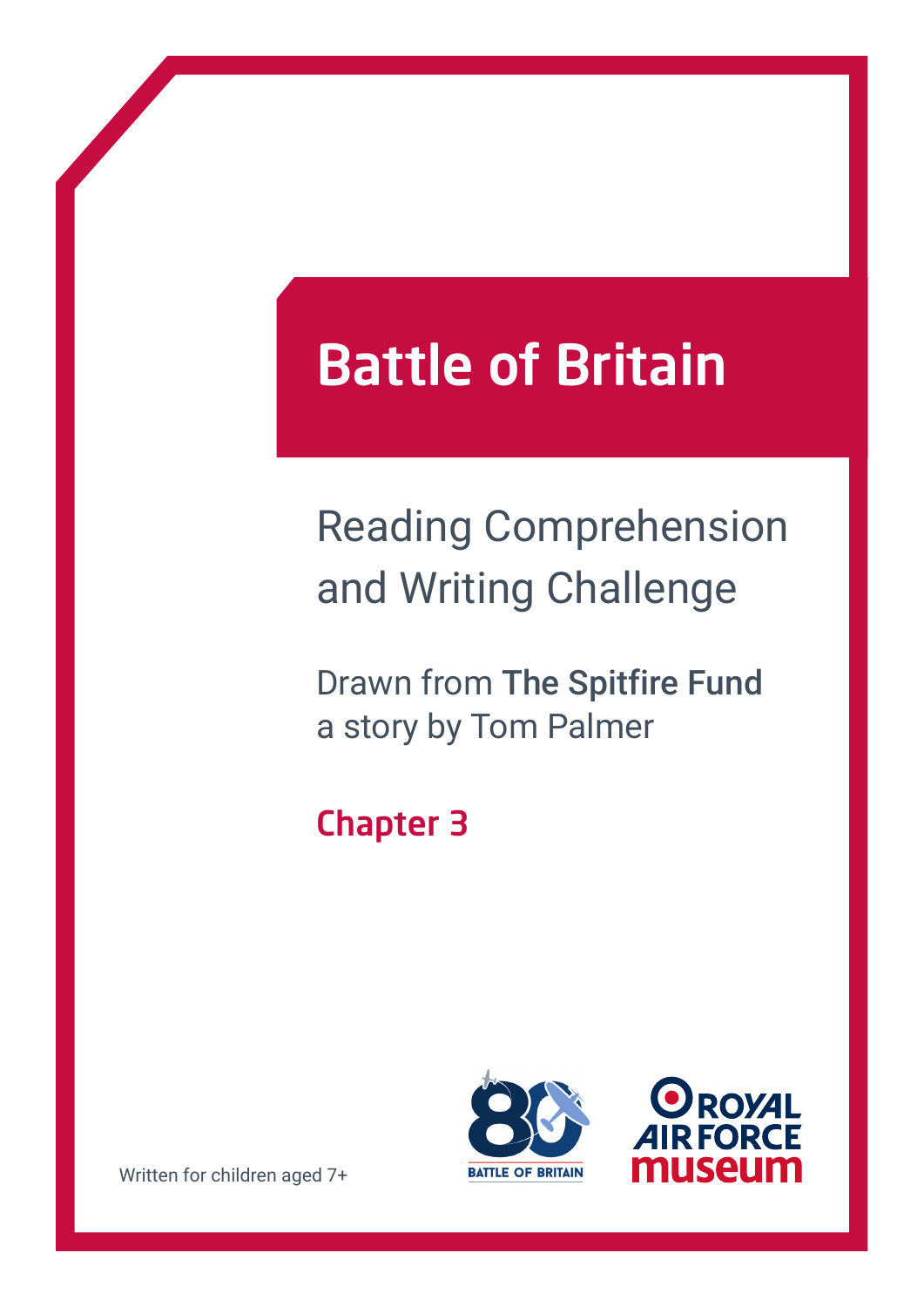# Battle of Britain

## Reading Comprehension and Writing Challenge

Drawn from **The Spitfire Fund**
a story by Tom Palmer

### Chapter 3

Written for children aged 7+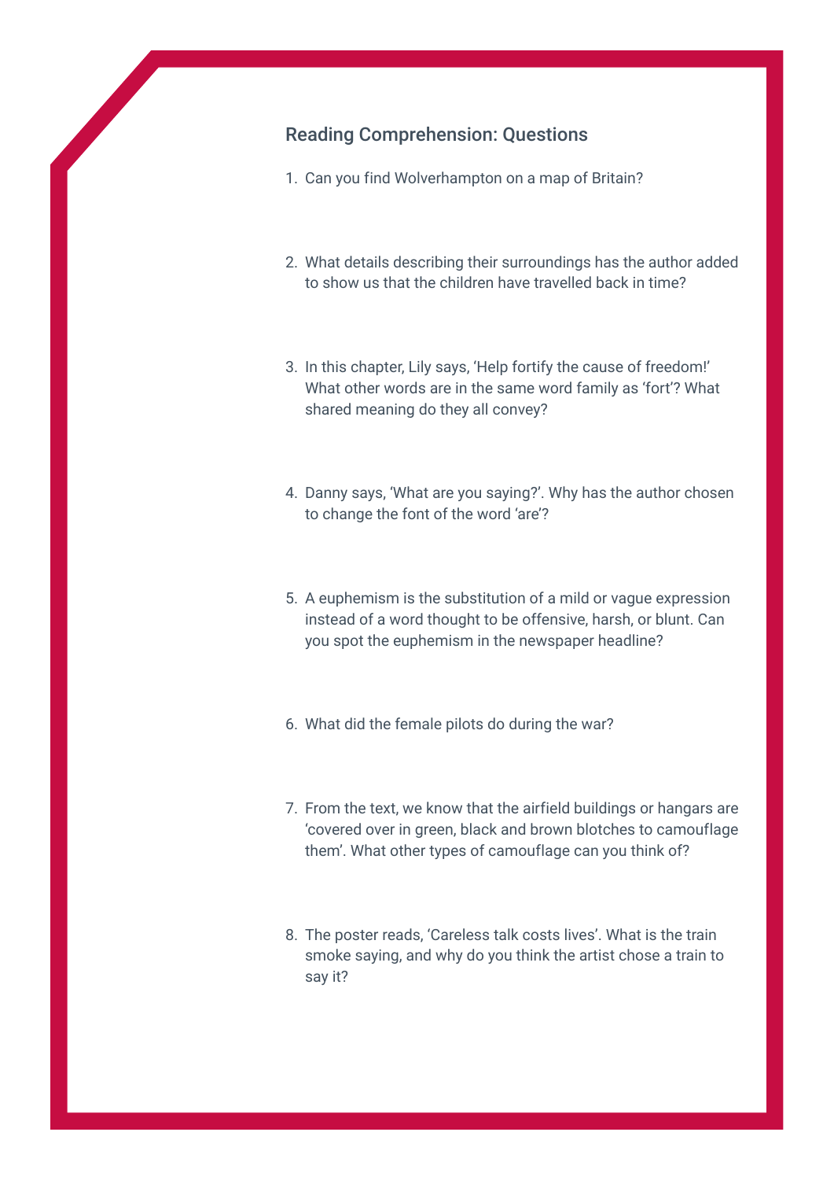## Reading Comprehension: Questions

1. Can you find Wolverhampton on a map of Britain?

2. What details describing their surroundings has the author added to show us that the children have travelled back in time?

3. In this chapter, Lily says, 'Help fortify the cause of freedom!' What other words are in the same word family as 'fort'? What shared meaning do they all convey?

4. Danny says, 'What are you saying?'. Why has the author chosen to change the font of the word 'are'?

5. A euphemism is the substitution of a mild or vague expression instead of a word thought to be offensive, harsh, or blunt. Can you spot the euphemism in the newspaper headline?

6. What did the female pilots do during the war?

7. From the text, we know that the airfield buildings or hangars are 'covered over in green, black and brown blotches to camouflage them'. What other types of camouflage can you think of?

8. The poster reads, 'Careless talk costs lives'. What is the train smoke saying, and why do you think the artist chose a train to say it?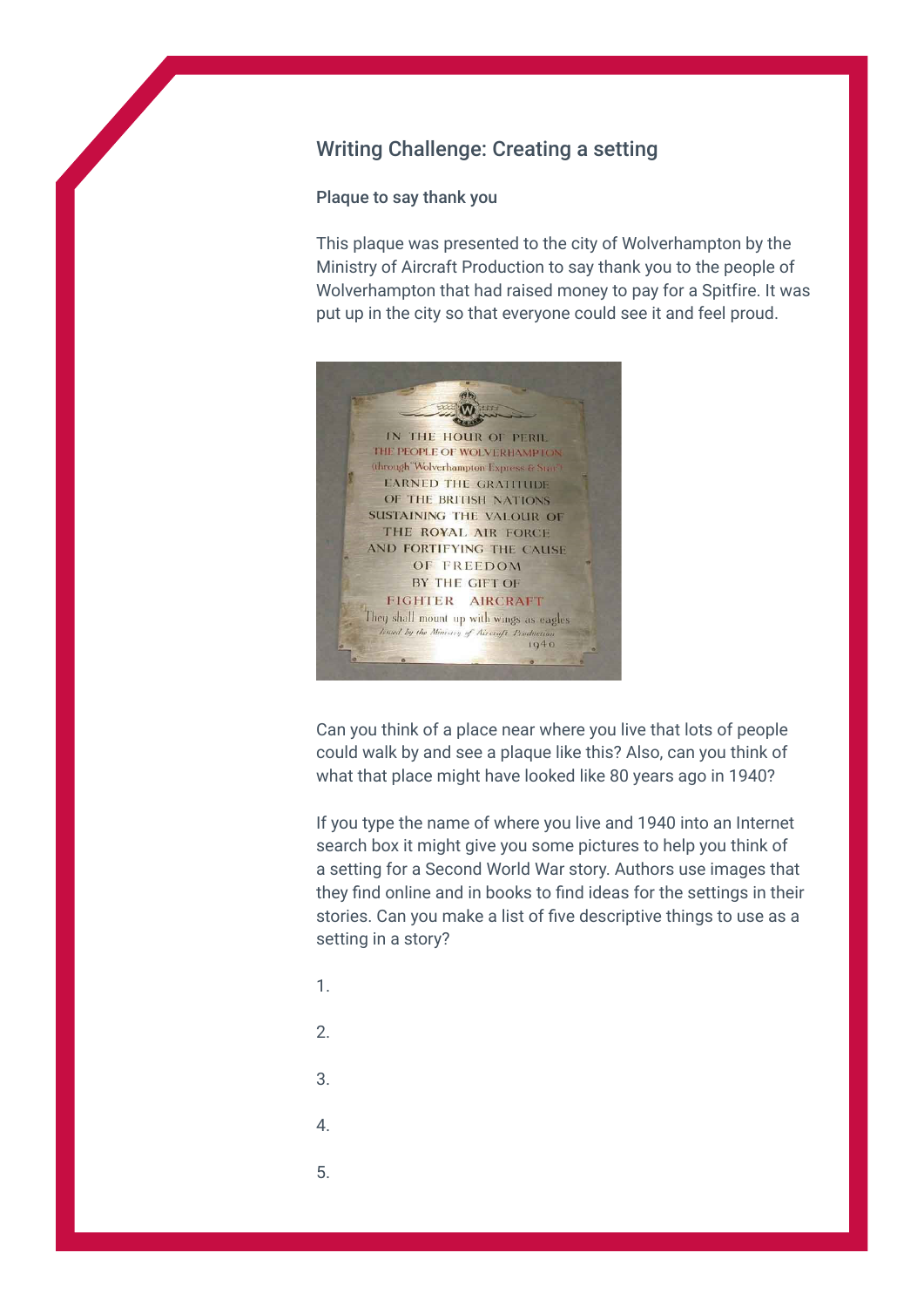## Writing Challenge: Creating a setting

### Plaque to say thank you

This plaque was presented to the city of Wolverhampton by the Ministry of Aircraft Production to say thank you to the people of Wolverhampton that had raised money to pay for a Spitfire. It was put up in the city so that everyone could see it and feel proud.

Can you think of a place near where you live that lots of people could walk by and see a plaque like this? Also, can you think of what that place might have looked like 80 years ago in 1940?

If you type the name of where you live and 1940 into an Internet search box it might give you some pictures to help you think of a setting for a Second World War story. Authors use images that they find online and in books to find ideas for the settings in their stories. Can you make a list of five descriptive things to use as a setting in a story?

1.

2.

3.

4.

5.